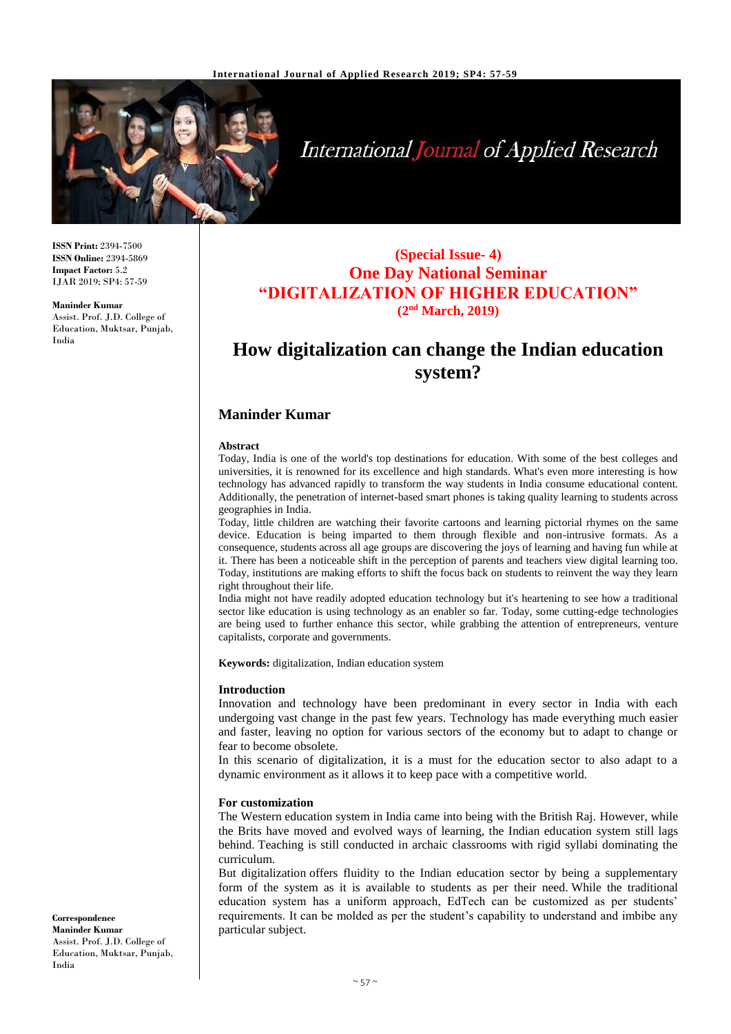**ISSN Print:** 2394-7500
**ISSN Online:** 2394-5869
**Impact Factor:** 5.2
IJAR 2019; SP4: 57-59

**Maninder Kumar**
Assist. Prof. J.D. College of Education, Muktsar, Punjab, India

**Correspondence**
**Maninder Kumar**
Assist. Prof. J.D. College of Education, Muktsar, Punjab, India

**(Special Issue- 4)**
**One Day National Seminar**
**"DIGITALIZATION OF HIGHER EDUCATION"**
**(2nd March, 2019)**

# How digitalization can change the Indian education system?

## Maninder Kumar

### Abstract

Today, India is one of the world's top destinations for education. With some of the best colleges and universities, it is renowned for its excellence and high standards. What's even more interesting is how technology has advanced rapidly to transform the way students in India consume educational content. Additionally, the penetration of internet-based smart phones is taking quality learning to students across geographies in India.

Today, little children are watching their favorite cartoons and learning pictorial rhymes on the same device. Education is being imparted to them through flexible and non-intrusive formats. As a consequence, students across all age groups are discovering the joys of learning and having fun while at it. There has been a noticeable shift in the perception of parents and teachers view digital learning too. Today, institutions are making efforts to shift the focus back on students to reinvent the way they learn right throughout their life.

India might not have readily adopted education technology but it's heartening to see how a traditional sector like education is using technology as an enabler so far. Today, some cutting-edge technologies are being used to further enhance this sector, while grabbing the attention of entrepreneurs, venture capitalists, corporate and governments.

**Keywords:** digitalization, Indian education system

### Introduction

Innovation and technology have been predominant in every sector in India with each undergoing vast change in the past few years. Technology has made everything much easier and faster, leaving no option for various sectors of the economy but to adapt to change or fear to become obsolete.

In this scenario of digitalization, it is a must for the education sector to also adapt to a dynamic environment as it allows it to keep pace with a competitive world.

### For customization

The Western education system in India came into being with the British Raj. However, while the Brits have moved and evolved ways of learning, the Indian education system still lags behind. Teaching is still conducted in archaic classrooms with rigid syllabi dominating the curriculum.

But digitalization offers fluidity to the Indian education sector by being a supplementary form of the system as it is available to students as per their need. While the traditional education system has a uniform approach, EdTech can be customized as per students' requirements. It can be molded as per the student's capability to understand and imbibe any particular subject.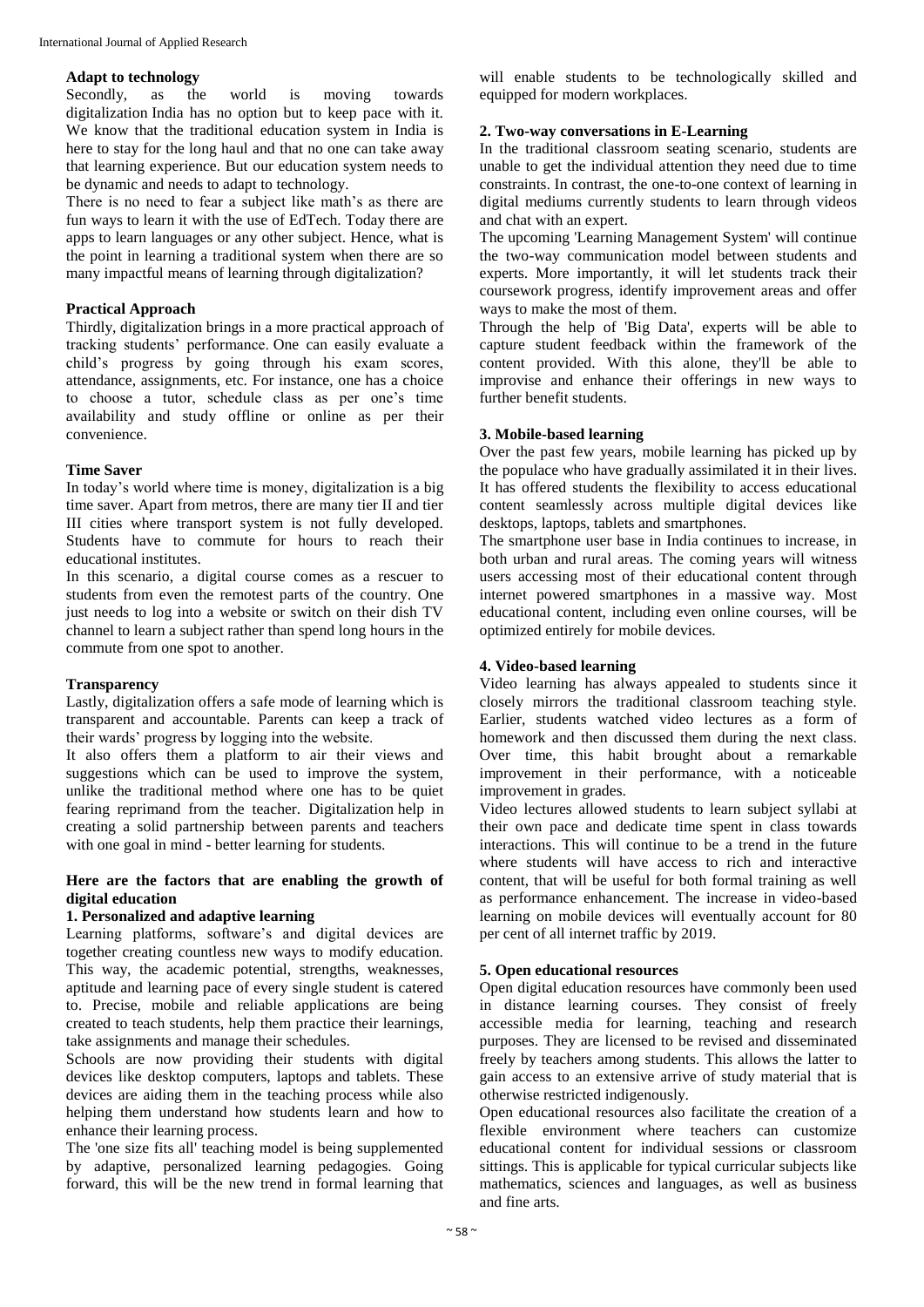**Adapt to technology**

Secondly, as the world is moving towards digitalization India has no option but to keep pace with it. We know that the traditional education system in India is here to stay for the long haul and that no one can take away that learning experience. But our education system needs to be dynamic and needs to adapt to technology.

There is no need to fear a subject like math's as there are fun ways to learn it with the use of EdTech. Today there are apps to learn languages or any other subject. Hence, what is the point in learning a traditional system when there are so many impactful means of learning through digitalization?

**Practical Approach**

Thirdly, digitalization brings in a more practical approach of tracking students' performance. One can easily evaluate a child's progress by going through his exam scores, attendance, assignments, etc. For instance, one has a choice to choose a tutor, schedule class as per one's time availability and study offline or online as per their convenience.

**Time Saver**

In today's world where time is money, digitalization is a big time saver. Apart from metros, there are many tier II and tier III cities where transport system is not fully developed. Students have to commute for hours to reach their educational institutes.

In this scenario, a digital course comes as a rescuer to students from even the remotest parts of the country. One just needs to log into a website or switch on their dish TV channel to learn a subject rather than spend long hours in the commute from one spot to another.

**Transparency**

Lastly, digitalization offers a safe mode of learning which is transparent and accountable. Parents can keep a track of their wards' progress by logging into the website.

It also offers them a platform to air their views and suggestions which can be used to improve the system, unlike the traditional method where one has to be quiet fearing reprimand from the teacher. Digitalization help in creating a solid partnership between parents and teachers with one goal in mind - better learning for students.

**Here are the factors that are enabling the growth of digital education**

**1. Personalized and adaptive learning**

Learning platforms, software's and digital devices are together creating countless new ways to modify education. This way, the academic potential, strengths, weaknesses, aptitude and learning pace of every single student is catered to. Precise, mobile and reliable applications are being created to teach students, help them practice their learnings, take assignments and manage their schedules.

Schools are now providing their students with digital devices like desktop computers, laptops and tablets. These devices are aiding them in the teaching process while also helping them understand how students learn and how to enhance their learning process.

The 'one size fits all' teaching model is being supplemented by adaptive, personalized learning pedagogies. Going forward, this will be the new trend in formal learning that will enable students to be technologically skilled and equipped for modern workplaces.

**2. Two-way conversations in E-Learning**

In the traditional classroom seating scenario, students are unable to get the individual attention they need due to time constraints. In contrast, the one-to-one context of learning in digital mediums currently students to learn through videos and chat with an expert.

The upcoming 'Learning Management System' will continue the two-way communication model between students and experts. More importantly, it will let students track their coursework progress, identify improvement areas and offer ways to make the most of them.

Through the help of 'Big Data', experts will be able to capture student feedback within the framework of the content provided. With this alone, they'll be able to improvise and enhance their offerings in new ways to further benefit students.

**3. Mobile-based learning**

Over the past few years, mobile learning has picked up by the populace who have gradually assimilated it in their lives. It has offered students the flexibility to access educational content seamlessly across multiple digital devices like desktops, laptops, tablets and smartphones.

The smartphone user base in India continues to increase, in both urban and rural areas. The coming years will witness users accessing most of their educational content through internet powered smartphones in a massive way. Most educational content, including even online courses, will be optimized entirely for mobile devices.

**4. Video-based learning**

Video learning has always appealed to students since it closely mirrors the traditional classroom teaching style. Earlier, students watched video lectures as a form of homework and then discussed them during the next class. Over time, this habit brought about a remarkable improvement in their performance, with a noticeable improvement in grades.

Video lectures allowed students to learn subject syllabi at their own pace and dedicate time spent in class towards interactions. This will continue to be a trend in the future where students will have access to rich and interactive content, that will be useful for both formal training as well as performance enhancement. The increase in video-based learning on mobile devices will eventually account for 80 per cent of all internet traffic by 2019.

**5. Open educational resources**

Open digital education resources have commonly been used in distance learning courses. They consist of freely accessible media for learning, teaching and research purposes. They are licensed to be revised and disseminated freely by teachers among students. This allows the latter to gain access to an extensive arrive of study material that is otherwise restricted indigenously.

Open educational resources also facilitate the creation of a flexible environment where teachers can customize educational content for individual sessions or classroom sittings. This is applicable for typical curricular subjects like mathematics, sciences and languages, as well as business and fine arts.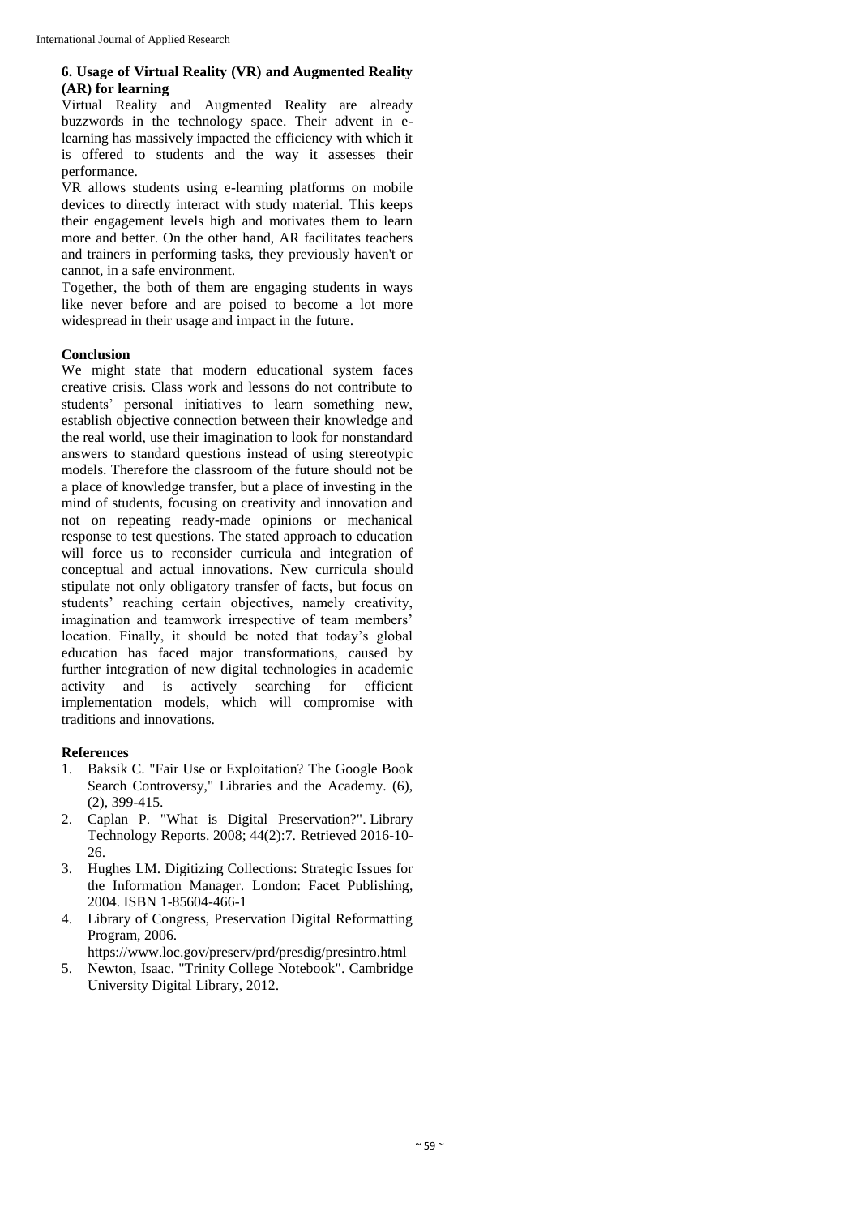### 6. Usage of Virtual Reality (VR) and Augmented Reality (AR) for learning

Virtual Reality and Augmented Reality are already buzzwords in the technology space. Their advent in e-learning has massively impacted the efficiency with which it is offered to students and the way it assesses their performance.

VR allows students using e-learning platforms on mobile devices to directly interact with study material. This keeps their engagement levels high and motivates them to learn more and better. On the other hand, AR facilitates teachers and trainers in performing tasks, they previously haven't or cannot, in a safe environment.

Together, the both of them are engaging students in ways like never before and are poised to become a lot more widespread in their usage and impact in the future.

## Conclusion

We might state that modern educational system faces creative crisis. Class work and lessons do not contribute to students' personal initiatives to learn something new, establish objective connection between their knowledge and the real world, use their imagination to look for nonstandard answers to standard questions instead of using stereotypic models. Therefore the classroom of the future should not be a place of knowledge transfer, but a place of investing in the mind of students, focusing on creativity and innovation and not on repeating ready-made opinions or mechanical response to test questions. The stated approach to education will force us to reconsider curricula and integration of conceptual and actual innovations. New curricula should stipulate not only obligatory transfer of facts, but focus on students' reaching certain objectives, namely creativity, imagination and teamwork irrespective of team members' location. Finally, it should be noted that today's global education has faced major transformations, caused by further integration of new digital technologies in academic activity and is actively searching for efficient implementation models, which will compromise with traditions and innovations.

## References

1. Baksik C. "Fair Use or Exploitation? The Google Book Search Controversy," Libraries and the Academy. (6), (2), 399-415.
2. Caplan P. "What is Digital Preservation?". Library Technology Reports. 2008; 44(2):7. Retrieved 2016-10-26.
3. Hughes LM. Digitizing Collections: Strategic Issues for the Information Manager. London: Facet Publishing, 2004. ISBN 1-85604-466-1
4. Library of Congress, Preservation Digital Reformatting Program, 2006. https://www.loc.gov/preserv/prd/presdig/presintro.html
5. Newton, Isaac. "Trinity College Notebook". Cambridge University Digital Library, 2012.